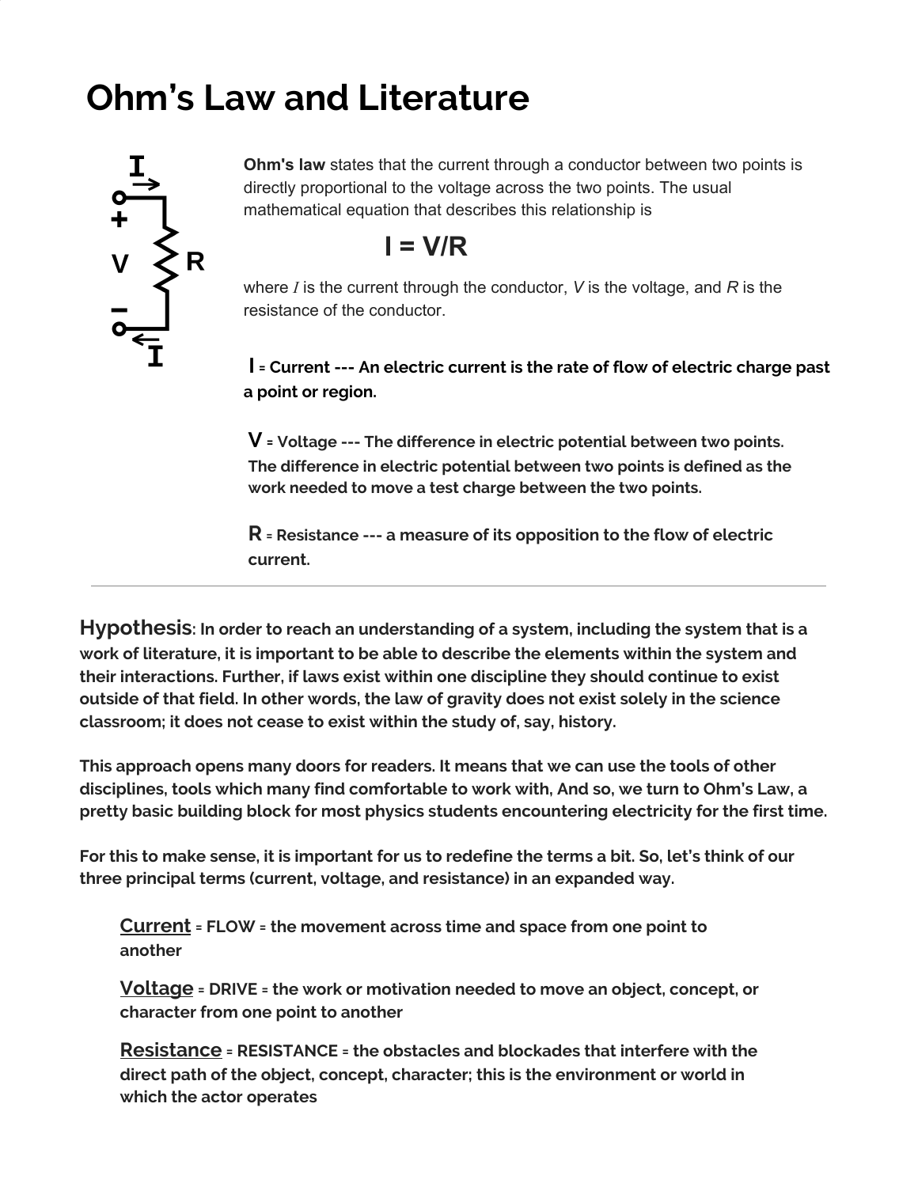# Ohm's Law and Literature

**Ohm's law** states that the current through a conductor between two points is directly proportional to the voltage across the two points. The usual mathematical equation that describes this relationship is

$$I = V/R$$

where $I$ is the current through the conductor, $V$ is the voltage, and $R$ is the resistance of the conductor.

**I = Current --- An electric current is the rate of flow of electric charge past a point or region.**

**V = Voltage --- The difference in electric potential between two points. The difference in electric potential between two points is defined as the work needed to move a test charge between the two points.**

**R = Resistance --- a measure of its opposition to the flow of electric current.**

---

**Hypothesis: In order to reach an understanding of a system, including the system that is a work of literature, it is important to be able to describe the elements within the system and their interactions. Further, if laws exist within one discipline they should continue to exist outside of that field. In other words, the law of gravity does not exist solely in the science classroom; it does not cease to exist within the study of, say, history.**

**This approach opens many doors for readers. It means that we can use the tools of other disciplines, tools which many find comfortable to work with, And so, we turn to Ohm's Law, a pretty basic building block for most physics students encountering electricity for the first time.**

**For this to make sense, it is important for us to redefine the terms a bit. So, let's think of our three principal terms (current, voltage, and resistance) in an expanded way.**

> **Current = FLOW = the movement across time and space from one point to another**
>
> **Voltage = DRIVE = the work or motivation needed to move an object, concept, or character from one point to another**
>
> **Resistance = RESISTANCE = the obstacles and blockades that interfere with the direct path of the object, concept, character; this is the environment or world in which the actor operates**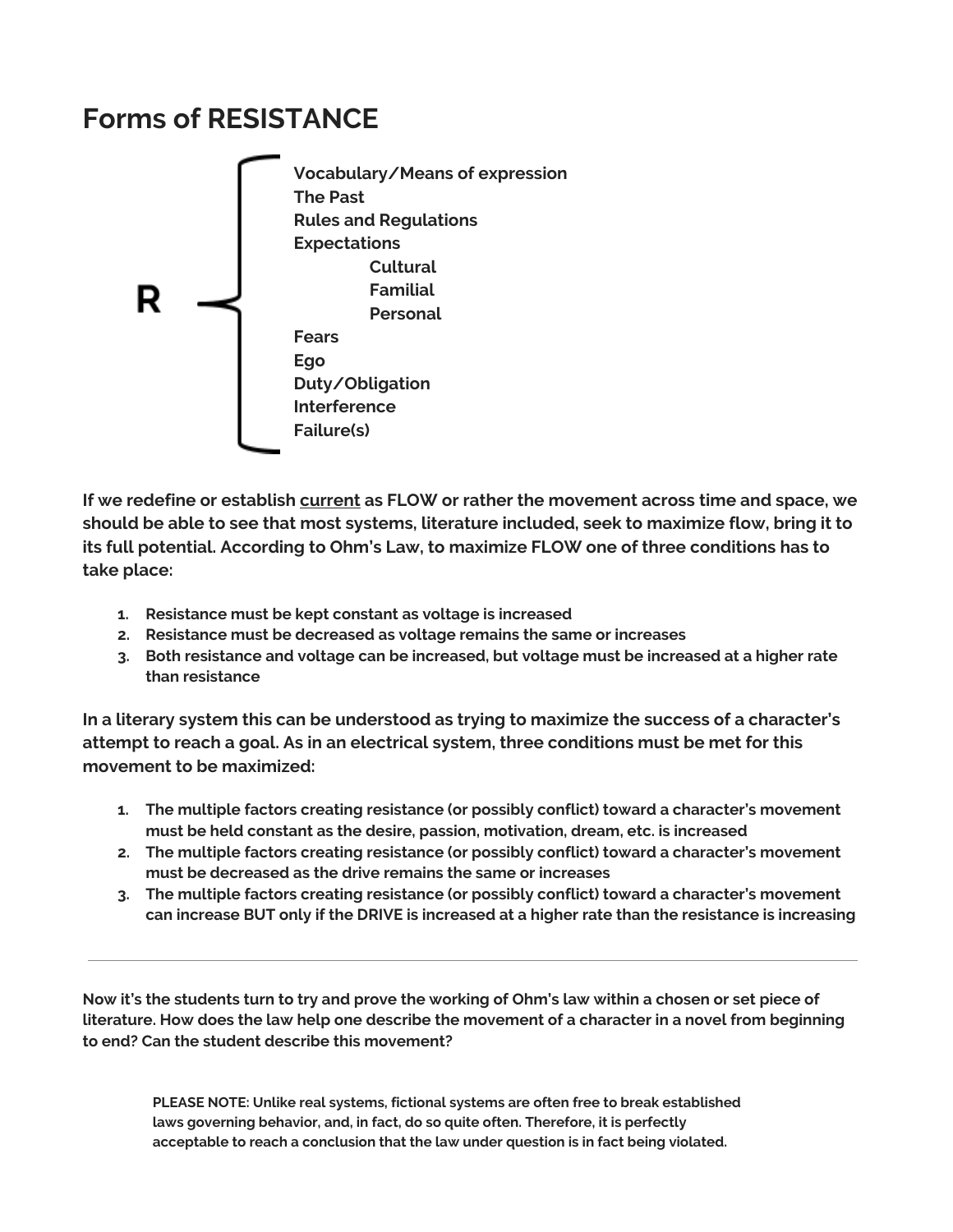## Forms of RESISTANCE

**R**

- **Vocabulary/Means of expression**
- **The Past**
- **Rules and Regulations**
- **Expectations**
  - **Cultural**
  - **Familial**
  - **Personal**
- **Fears**
- **Ego**
- **Duty/Obligation**
- **Interference**
- **Failure(s)**

**If we redefine or establish <u>current</u> as FLOW or rather the movement across time and space, we should be able to see that most systems, literature included, seek to maximize flow, bring it to its full potential. According to Ohm's Law, to maximize FLOW one of three conditions has to take place:**

1. **Resistance must be kept constant as voltage is increased**
2. **Resistance must be decreased as voltage remains the same or increases**
3. **Both resistance and voltage can be increased, but voltage must be increased at a higher rate than resistance**

**In a literary system this can be understood as trying to maximize the success of a character's attempt to reach a goal. As in an electrical system, three conditions must be met for this movement to be maximized:**

1. **The multiple factors creating resistance (or possibly conflict) toward a character's movement must be held constant as the desire, passion, motivation, dream, etc. is increased**
2. **The multiple factors creating resistance (or possibly conflict) toward a character's movement must be decreased as the drive remains the same or increases**
3. **The multiple factors creating resistance (or possibly conflict) toward a character's movement can increase BUT only if the DRIVE is increased at a higher rate than the resistance is increasing**

---

**Now it's the students turn to try and prove the working of Ohm's law within a chosen or set piece of literature. How does the law help one describe the movement of a character in a novel from beginning to end? Can the student describe this movement?**

> **PLEASE NOTE: Unlike real systems, fictional systems are often free to break established laws governing behavior, and, in fact, do so quite often. Therefore, it is perfectly acceptable to reach a conclusion that the law under question is in fact being violated.**